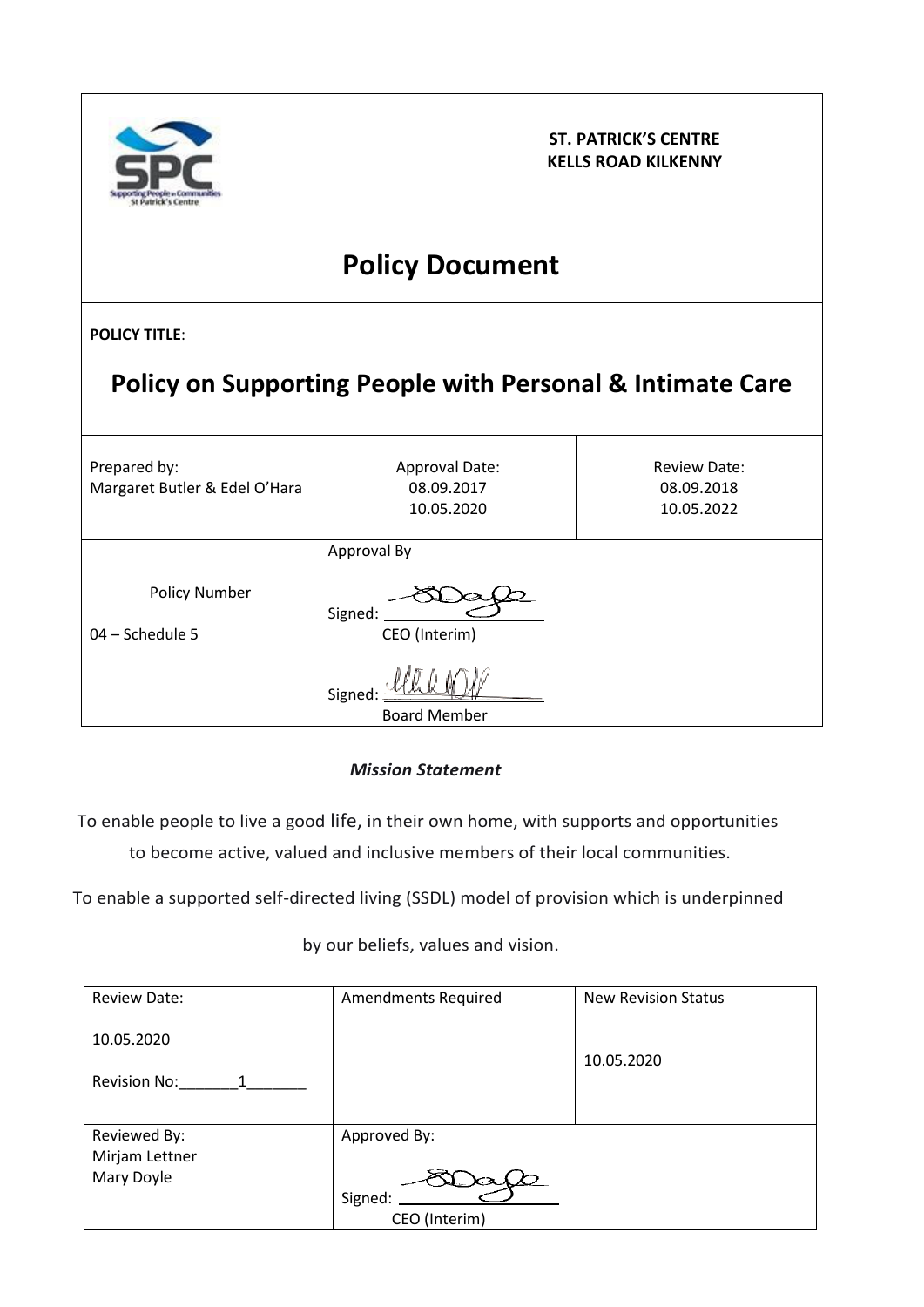**ST. PATRICK'S CENTRE**
**KELLS ROAD KILKENNY**

# Policy Document

**POLICY TITLE**:

## Policy on Supporting People with Personal & Intimate Care

| Prepared by: Margaret Butler & Edel O'Hara | Approval Date: 08.09.2017 10.05.2020 | Review Date: 08.09.2018 10.05.2022 |
|---|---|---|
| Policy Number 04 – Schedule 5 | Approval By Signed: CEO (Interim) Signed: Board Member | |

***Mission Statement***

To enable people to live a good life, in their own home, with supports and opportunities to become active, valued and inclusive members of their local communities.

To enable a supported self-directed living (SSDL) model of provision which is underpinned by our beliefs, values and vision.

| Review Date: | Amendments Required | New Revision Status |
|---|---|---|
| 10.05.2020 Revision No:_______1_______ | | 10.05.2020 |
| Reviewed By: Mirjam Lettner Mary Doyle | Approved By: Signed: CEO (Interim) | |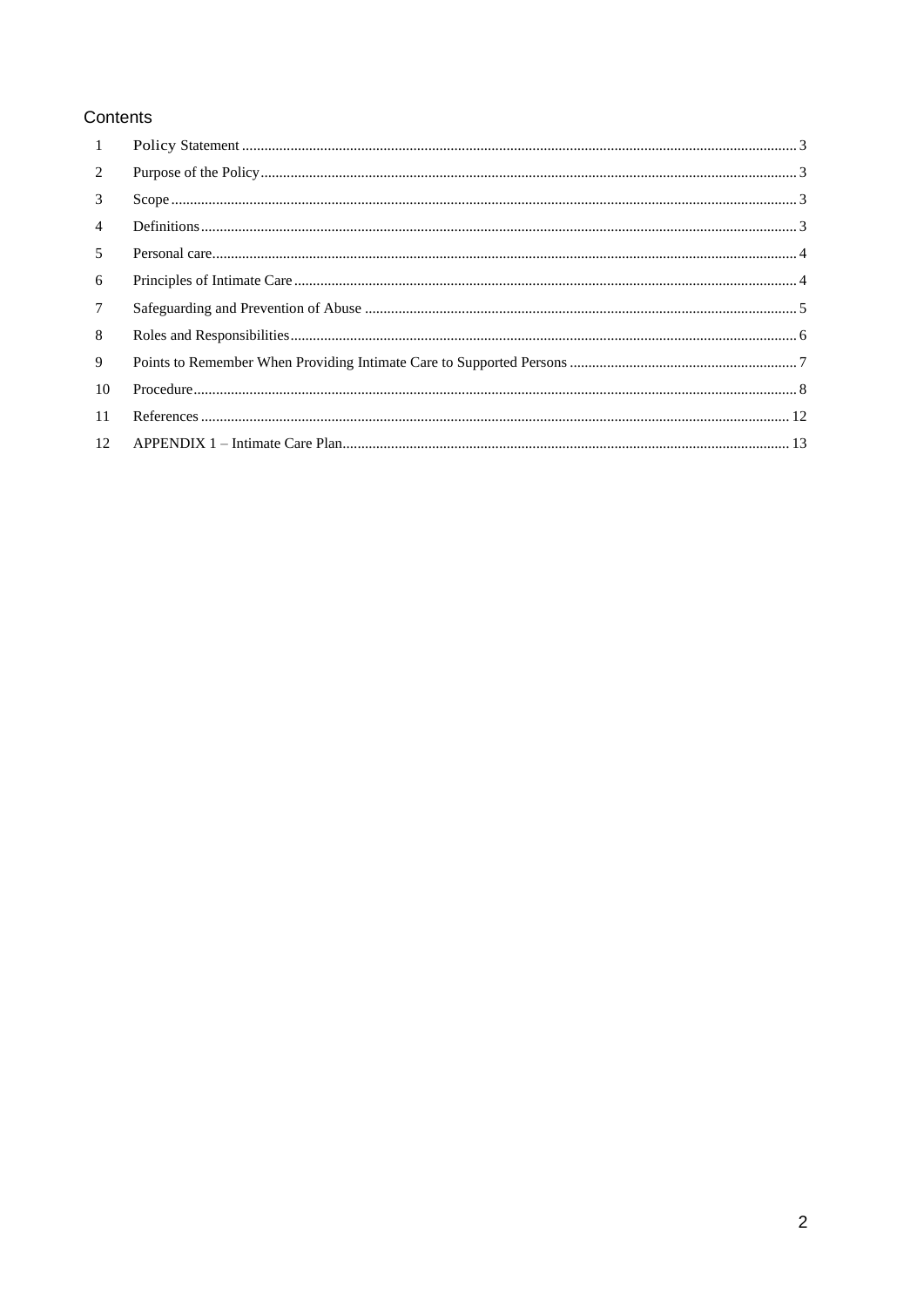## Contents

| | | |
|---|---|---|
| 1 | Policy Statement | 3 |
| 2 | Purpose of the Policy | 3 |
| 3 | Scope | 3 |
| 4 | Definitions | 3 |
| 5 | Personal care | 4 |
| 6 | Principles of Intimate Care | 4 |
| 7 | Safeguarding and Prevention of Abuse | 5 |
| 8 | Roles and Responsibilities | 6 |
| 9 | Points to Remember When Providing Intimate Care to Supported Persons | 7 |
| 10 | Procedure | 8 |
| 11 | References | 12 |
| 12 | APPENDIX 1 – Intimate Care Plan | 13 |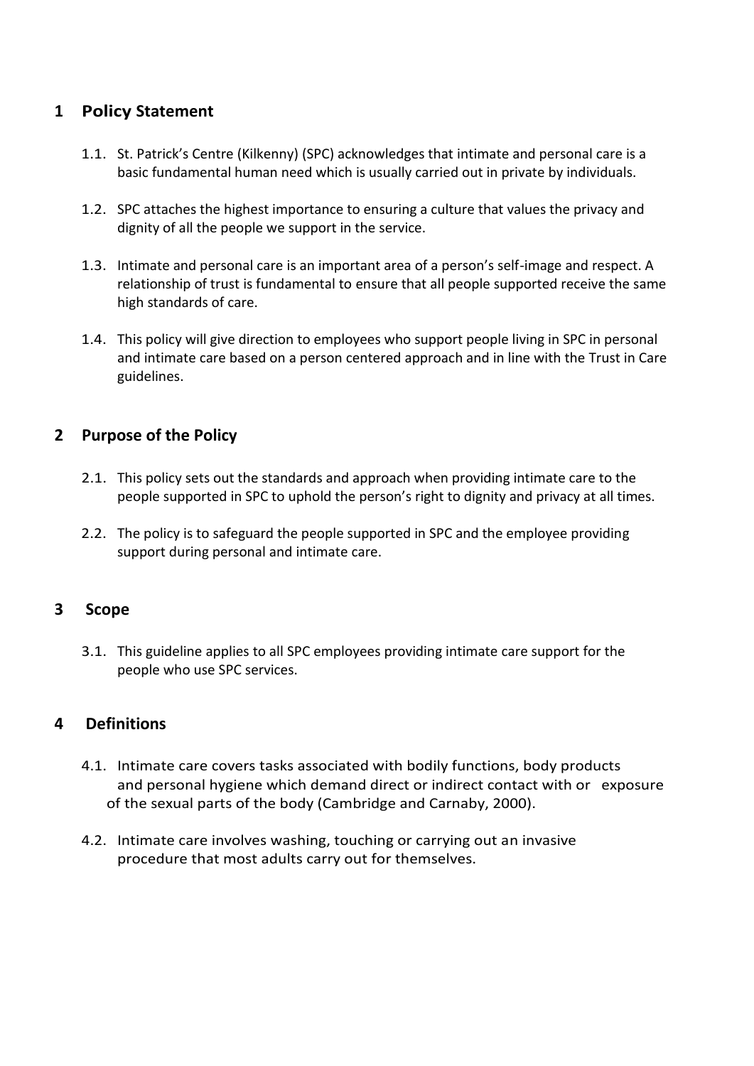## 1 Policy Statement

1.1. St. Patrick's Centre (Kilkenny) (SPC) acknowledges that intimate and personal care is a basic fundamental human need which is usually carried out in private by individuals.

1.2. SPC attaches the highest importance to ensuring a culture that values the privacy and dignity of all the people we support in the service.

1.3. Intimate and personal care is an important area of a person's self-image and respect. A relationship of trust is fundamental to ensure that all people supported receive the same high standards of care.

1.4. This policy will give direction to employees who support people living in SPC in personal and intimate care based on a person centered approach and in line with the Trust in Care guidelines.

## 2 Purpose of the Policy

2.1. This policy sets out the standards and approach when providing intimate care to the people supported in SPC to uphold the person's right to dignity and privacy at all times.

2.2. The policy is to safeguard the people supported in SPC and the employee providing support during personal and intimate care.

## 3 Scope

3.1. This guideline applies to all SPC employees providing intimate care support for the people who use SPC services.

## 4 Definitions

4.1. Intimate care covers tasks associated with bodily functions, body products and personal hygiene which demand direct or indirect contact with or exposure of the sexual parts of the body (Cambridge and Carnaby, 2000).

4.2. Intimate care involves washing, touching or carrying out an invasive procedure that most adults carry out for themselves.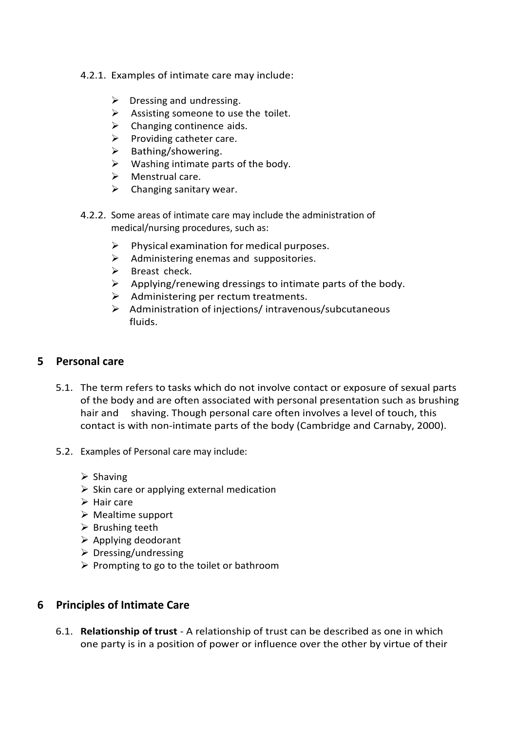4.2.1. Examples of intimate care may include:

- Dressing and undressing.
- Assisting someone to use the toilet.
- Changing continence aids.
- Providing catheter care.
- Bathing/showering.
- Washing intimate parts of the body.
- Menstrual care.
- Changing sanitary wear.

4.2.2. Some areas of intimate care may include the administration of medical/nursing procedures, such as:

- Physical examination for medical purposes.
- Administering enemas and suppositories.
- Breast check.
- Applying/renewing dressings to intimate parts of the body.
- Administering per rectum treatments.
- Administration of injections/ intravenous/subcutaneous fluids.

## 5 Personal care

5.1. The term refers to tasks which do not involve contact or exposure of sexual parts of the body and are often associated with personal presentation such as brushing hair and shaving. Though personal care often involves a level of touch, this contact is with non-intimate parts of the body (Cambridge and Carnaby, 2000).

5.2. Examples of Personal care may include:

- Shaving
- Skin care or applying external medication
- Hair care
- Mealtime support
- Brushing teeth
- Applying deodorant
- Dressing/undressing
- Prompting to go to the toilet or bathroom

## 6 Principles of Intimate Care

6.1. **Relationship of trust** - A relationship of trust can be described as one in which one party is in a position of power or influence over the other by virtue of their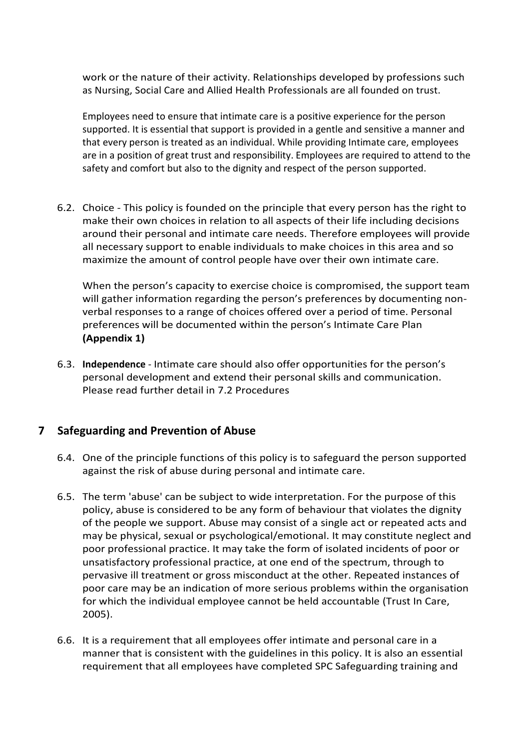work or the nature of their activity. Relationships developed by professions such as Nursing, Social Care and Allied Health Professionals are all founded on trust.

Employees need to ensure that intimate care is a positive experience for the person supported. It is essential that support is provided in a gentle and sensitive a manner and that every person is treated as an individual. While providing Intimate care, employees are in a position of great trust and responsibility. Employees are required to attend to the safety and comfort but also to the dignity and respect of the person supported.

6.2. Choice - This policy is founded on the principle that every person has the right to make their own choices in relation to all aspects of their life including decisions around their personal and intimate care needs. Therefore employees will provide all necessary support to enable individuals to make choices in this area and so maximize the amount of control people have over their own intimate care.

When the person's capacity to exercise choice is compromised, the support team will gather information regarding the person's preferences by documenting non-verbal responses to a range of choices offered over a period of time. Personal preferences will be documented within the person's Intimate Care Plan **(Appendix 1)**

6.3. **Independence** - Intimate care should also offer opportunities for the person's personal development and extend their personal skills and communication. Please read further detail in 7.2 Procedures

## 7 Safeguarding and Prevention of Abuse

6.4. One of the principle functions of this policy is to safeguard the person supported against the risk of abuse during personal and intimate care.

6.5. The term 'abuse' can be subject to wide interpretation. For the purpose of this policy, abuse is considered to be any form of behaviour that violates the dignity of the people we support. Abuse may consist of a single act or repeated acts and may be physical, sexual or psychological/emotional. It may constitute neglect and poor professional practice. It may take the form of isolated incidents of poor or unsatisfactory professional practice, at one end of the spectrum, through to pervasive ill treatment or gross misconduct at the other. Repeated instances of poor care may be an indication of more serious problems within the organisation for which the individual employee cannot be held accountable (Trust In Care, 2005).

6.6. It is a requirement that all employees offer intimate and personal care in a manner that is consistent with the guidelines in this policy. It is also an essential requirement that all employees have completed SPC Safeguarding training and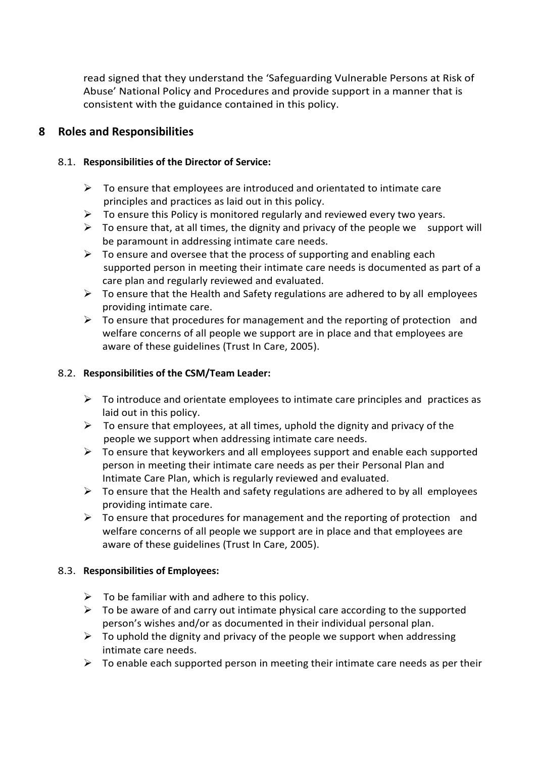read signed that they understand the 'Safeguarding Vulnerable Persons at Risk of Abuse' National Policy and Procedures and provide support in a manner that is consistent with the guidance contained in this policy.

## 8 Roles and Responsibilities

### 8.1. Responsibilities of the Director of Service:

- To ensure that employees are introduced and orientated to intimate care principles and practices as laid out in this policy.
- To ensure this Policy is monitored regularly and reviewed every two years.
- To ensure that, at all times, the dignity and privacy of the people we support will be paramount in addressing intimate care needs.
- To ensure and oversee that the process of supporting and enabling each supported person in meeting their intimate care needs is documented as part of a care plan and regularly reviewed and evaluated.
- To ensure that the Health and Safety regulations are adhered to by all employees providing intimate care.
- To ensure that procedures for management and the reporting of protection and welfare concerns of all people we support are in place and that employees are aware of these guidelines (Trust In Care, 2005).

### 8.2. Responsibilities of the CSM/Team Leader:

- To introduce and orientate employees to intimate care principles and practices as laid out in this policy.
- To ensure that employees, at all times, uphold the dignity and privacy of the people we support when addressing intimate care needs.
- To ensure that keyworkers and all employees support and enable each supported person in meeting their intimate care needs as per their Personal Plan and Intimate Care Plan, which is regularly reviewed and evaluated.
- To ensure that the Health and safety regulations are adhered to by all employees providing intimate care.
- To ensure that procedures for management and the reporting of protection and welfare concerns of all people we support are in place and that employees are aware of these guidelines (Trust In Care, 2005).

### 8.3. Responsibilities of Employees:

- To be familiar with and adhere to this policy.
- To be aware of and carry out intimate physical care according to the supported person's wishes and/or as documented in their individual personal plan.
- To uphold the dignity and privacy of the people we support when addressing intimate care needs.
- To enable each supported person in meeting their intimate care needs as per their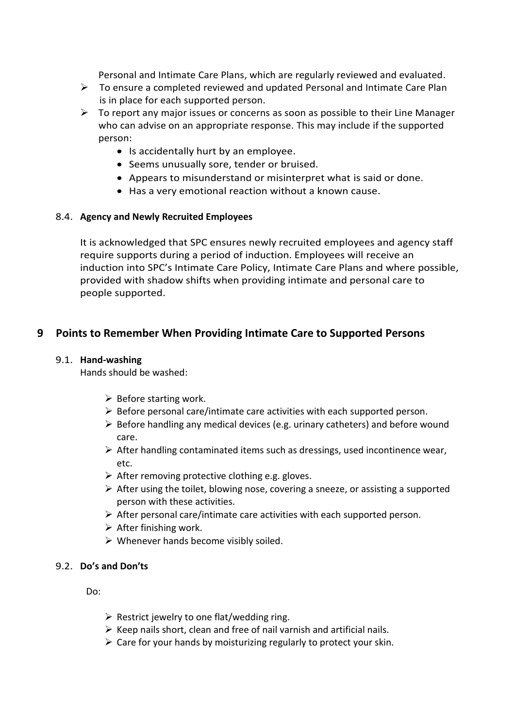Personal and Intimate Care Plans, which are regularly reviewed and evaluated.

- To ensure a completed reviewed and updated Personal and Intimate Care Plan is in place for each supported person.
- To report any major issues or concerns as soon as possible to their Line Manager who can advise on an appropriate response. This may include if the supported person:
  - Is accidentally hurt by an employee.
  - Seems unusually sore, tender or bruised.
  - Appears to misunderstand or misinterpret what is said or done.
  - Has a very emotional reaction without a known cause.

### 8.4. Agency and Newly Recruited Employees

It is acknowledged that SPC ensures newly recruited employees and agency staff require supports during a period of induction. Employees will receive an induction into SPC's Intimate Care Policy, Intimate Care Plans and where possible, provided with shadow shifts when providing intimate and personal care to people supported.

## 9 Points to Remember When Providing Intimate Care to Supported Persons

### 9.1. Hand-washing

Hands should be washed:

- Before starting work.
- Before personal care/intimate care activities with each supported person.
- Before handling any medical devices (e.g. urinary catheters) and before wound care.
- After handling contaminated items such as dressings, used incontinence wear, etc.
- After removing protective clothing e.g. gloves.
- After using the toilet, blowing nose, covering a sneeze, or assisting a supported person with these activities.
- After personal care/intimate care activities with each supported person.
- After finishing work.
- Whenever hands become visibly soiled.

### 9.2. Do's and Don'ts

Do:

- Restrict jewelry to one flat/wedding ring.
- Keep nails short, clean and free of nail varnish and artificial nails.
- Care for your hands by moisturizing regularly to protect your skin.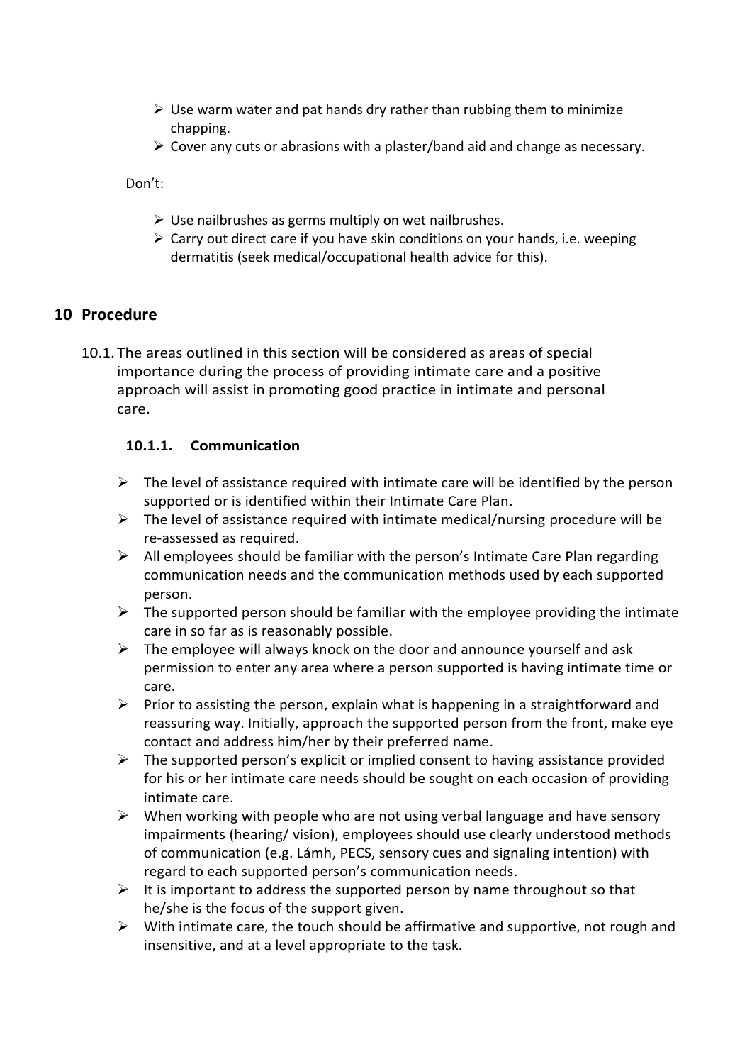- Use warm water and pat hands dry rather than rubbing them to minimize chapping.
- Cover any cuts or abrasions with a plaster/band aid and change as necessary.

Don't:

- Use nailbrushes as germs multiply on wet nailbrushes.
- Carry out direct care if you have skin conditions on your hands, i.e. weeping dermatitis (seek medical/occupational health advice for this).

## 10 Procedure

10.1. The areas outlined in this section will be considered as areas of special importance during the process of providing intimate care and a positive approach will assist in promoting good practice in intimate and personal care.

### 10.1.1. Communication

- The level of assistance required with intimate care will be identified by the person supported or is identified within their Intimate Care Plan.
- The level of assistance required with intimate medical/nursing procedure will be re-assessed as required.
- All employees should be familiar with the person's Intimate Care Plan regarding communication needs and the communication methods used by each supported person.
- The supported person should be familiar with the employee providing the intimate care in so far as is reasonably possible.
- The employee will always knock on the door and announce yourself and ask permission to enter any area where a person supported is having intimate time or care.
- Prior to assisting the person, explain what is happening in a straightforward and reassuring way. Initially, approach the supported person from the front, make eye contact and address him/her by their preferred name.
- The supported person's explicit or implied consent to having assistance provided for his or her intimate care needs should be sought on each occasion of providing intimate care.
- When working with people who are not using verbal language and have sensory impairments (hearing/ vision), employees should use clearly understood methods of communication (e.g. Lámh, PECS, sensory cues and signaling intention) with regard to each supported person's communication needs.
- It is important to address the supported person by name throughout so that he/she is the focus of the support given.
- With intimate care, the touch should be affirmative and supportive, not rough and insensitive, and at a level appropriate to the task.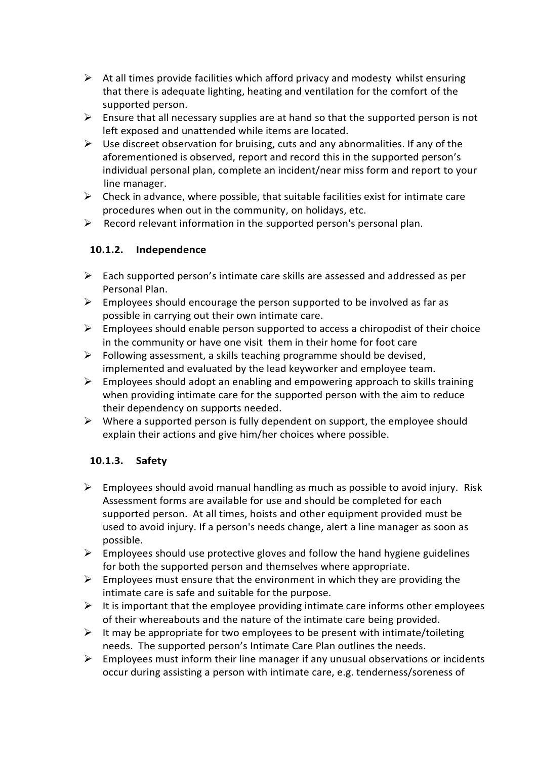- At all times provide facilities which afford privacy and modesty whilst ensuring that there is adequate lighting, heating and ventilation for the comfort of the supported person.
- Ensure that all necessary supplies are at hand so that the supported person is not left exposed and unattended while items are located.
- Use discreet observation for bruising, cuts and any abnormalities. If any of the aforementioned is observed, report and record this in the supported person's individual personal plan, complete an incident/near miss form and report to your line manager.
- Check in advance, where possible, that suitable facilities exist for intimate care procedures when out in the community, on holidays, etc.
- Record relevant information in the supported person's personal plan.

### 10.1.2. Independence

- Each supported person's intimate care skills are assessed and addressed as per Personal Plan.
- Employees should encourage the person supported to be involved as far as possible in carrying out their own intimate care.
- Employees should enable person supported to access a chiropodist of their choice in the community or have one visit them in their home for foot care
- Following assessment, a skills teaching programme should be devised, implemented and evaluated by the lead keyworker and employee team.
- Employees should adopt an enabling and empowering approach to skills training when providing intimate care for the supported person with the aim to reduce their dependency on supports needed.
- Where a supported person is fully dependent on support, the employee should explain their actions and give him/her choices where possible.

### 10.1.3. Safety

- Employees should avoid manual handling as much as possible to avoid injury. Risk Assessment forms are available for use and should be completed for each supported person. At all times, hoists and other equipment provided must be used to avoid injury. If a person's needs change, alert a line manager as soon as possible.
- Employees should use protective gloves and follow the hand hygiene guidelines for both the supported person and themselves where appropriate.
- Employees must ensure that the environment in which they are providing the intimate care is safe and suitable for the purpose.
- It is important that the employee providing intimate care informs other employees of their whereabouts and the nature of the intimate care being provided.
- It may be appropriate for two employees to be present with intimate/toileting needs. The supported person's Intimate Care Plan outlines the needs.
- Employees must inform their line manager if any unusual observations or incidents occur during assisting a person with intimate care, e.g. tenderness/soreness of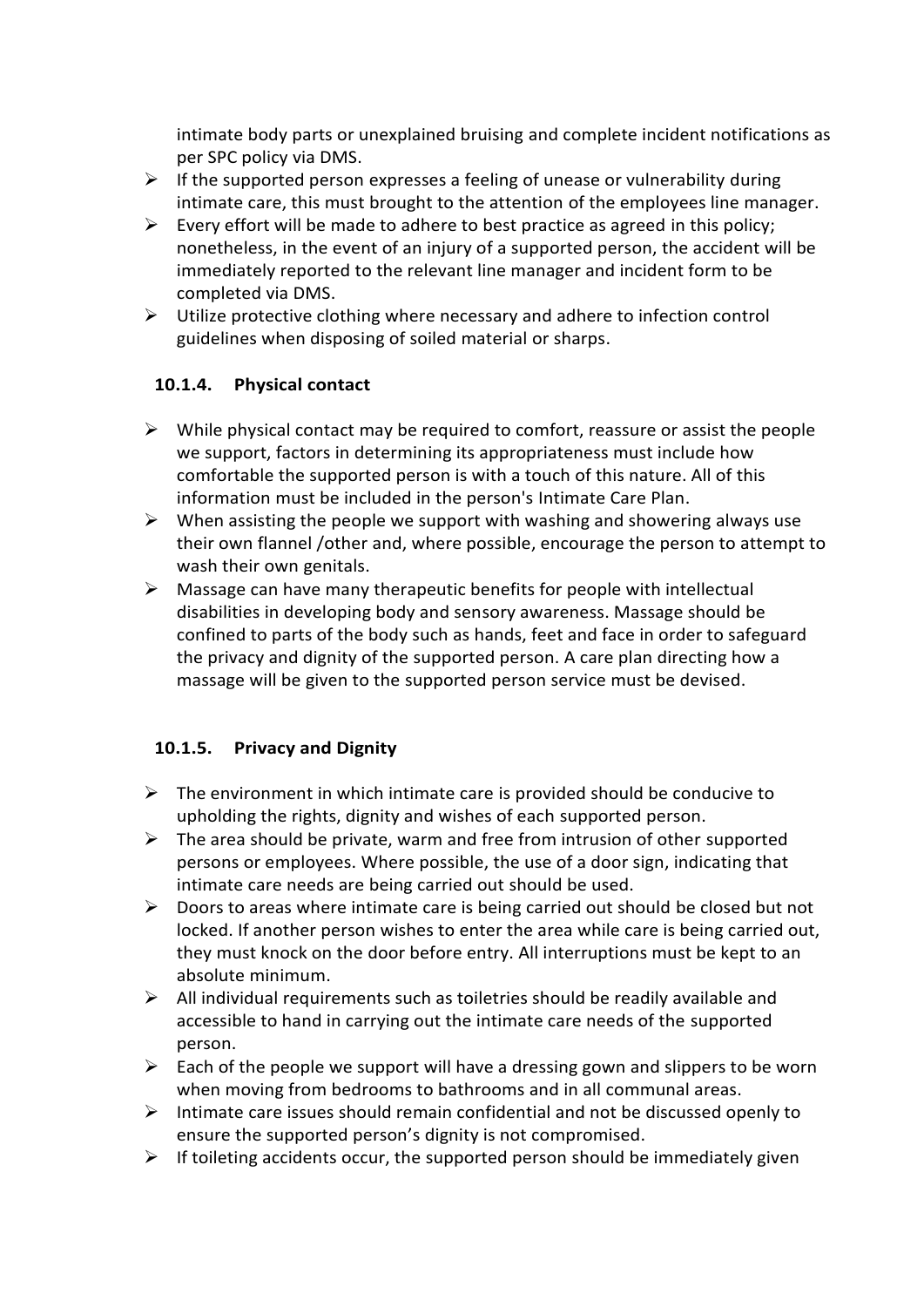intimate body parts or unexplained bruising and complete incident notifications as per SPC policy via DMS.

- If the supported person expresses a feeling of unease or vulnerability during intimate care, this must brought to the attention of the employees line manager.
- Every effort will be made to adhere to best practice as agreed in this policy; nonetheless, in the event of an injury of a supported person, the accident will be immediately reported to the relevant line manager and incident form to be completed via DMS.
- Utilize protective clothing where necessary and adhere to infection control guidelines when disposing of soiled material or sharps.

#### 10.1.4. Physical contact

- While physical contact may be required to comfort, reassure or assist the people we support, factors in determining its appropriateness must include how comfortable the supported person is with a touch of this nature. All of this information must be included in the person's Intimate Care Plan.
- When assisting the people we support with washing and showering always use their own flannel /other and, where possible, encourage the person to attempt to wash their own genitals.
- Massage can have many therapeutic benefits for people with intellectual disabilities in developing body and sensory awareness. Massage should be confined to parts of the body such as hands, feet and face in order to safeguard the privacy and dignity of the supported person. A care plan directing how a massage will be given to the supported person service must be devised.

#### 10.1.5. Privacy and Dignity

- The environment in which intimate care is provided should be conducive to upholding the rights, dignity and wishes of each supported person.
- The area should be private, warm and free from intrusion of other supported persons or employees. Where possible, the use of a door sign, indicating that intimate care needs are being carried out should be used.
- Doors to areas where intimate care is being carried out should be closed but not locked. If another person wishes to enter the area while care is being carried out, they must knock on the door before entry. All interruptions must be kept to an absolute minimum.
- All individual requirements such as toiletries should be readily available and accessible to hand in carrying out the intimate care needs of the supported person.
- Each of the people we support will have a dressing gown and slippers to be worn when moving from bedrooms to bathrooms and in all communal areas.
- Intimate care issues should remain confidential and not be discussed openly to ensure the supported person's dignity is not compromised.
- If toileting accidents occur, the supported person should be immediately given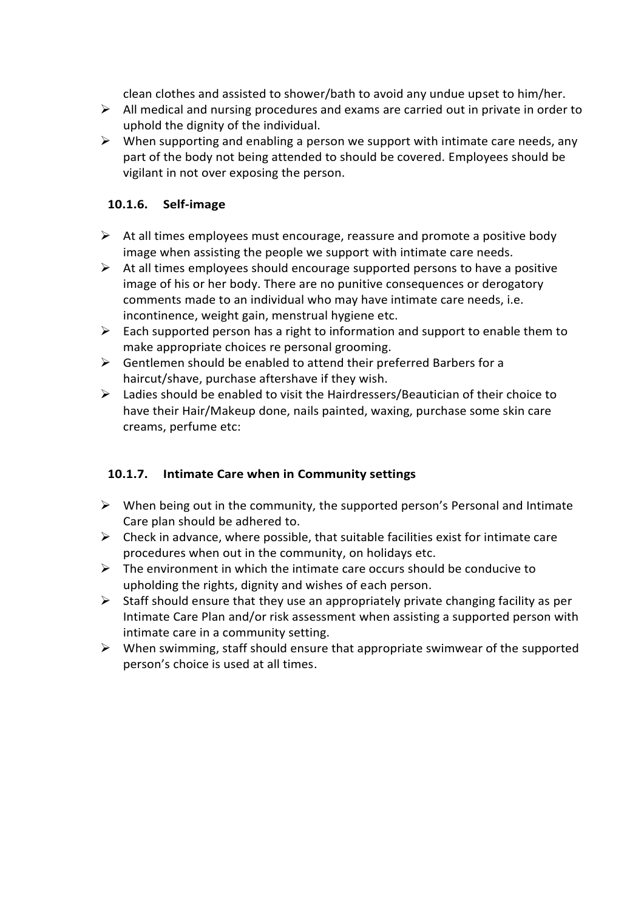clean clothes and assisted to shower/bath to avoid any undue upset to him/her.

- All medical and nursing procedures and exams are carried out in private in order to uphold the dignity of the individual.
- When supporting and enabling a person we support with intimate care needs, any part of the body not being attended to should be covered. Employees should be vigilant in not over exposing the person.

### 10.1.6. Self-image

- At all times employees must encourage, reassure and promote a positive body image when assisting the people we support with intimate care needs.
- At all times employees should encourage supported persons to have a positive image of his or her body. There are no punitive consequences or derogatory comments made to an individual who may have intimate care needs, i.e. incontinence, weight gain, menstrual hygiene etc.
- Each supported person has a right to information and support to enable them to make appropriate choices re personal grooming.
- Gentlemen should be enabled to attend their preferred Barbers for a haircut/shave, purchase aftershave if they wish.
- Ladies should be enabled to visit the Hairdressers/Beautician of their choice to have their Hair/Makeup done, nails painted, waxing, purchase some skin care creams, perfume etc:

### 10.1.7. Intimate Care when in Community settings

- When being out in the community, the supported person's Personal and Intimate Care plan should be adhered to.
- Check in advance, where possible, that suitable facilities exist for intimate care procedures when out in the community, on holidays etc.
- The environment in which the intimate care occurs should be conducive to upholding the rights, dignity and wishes of each person.
- Staff should ensure that they use an appropriately private changing facility as per Intimate Care Plan and/or risk assessment when assisting a supported person with intimate care in a community setting.
- When swimming, staff should ensure that appropriate swimwear of the supported person's choice is used at all times.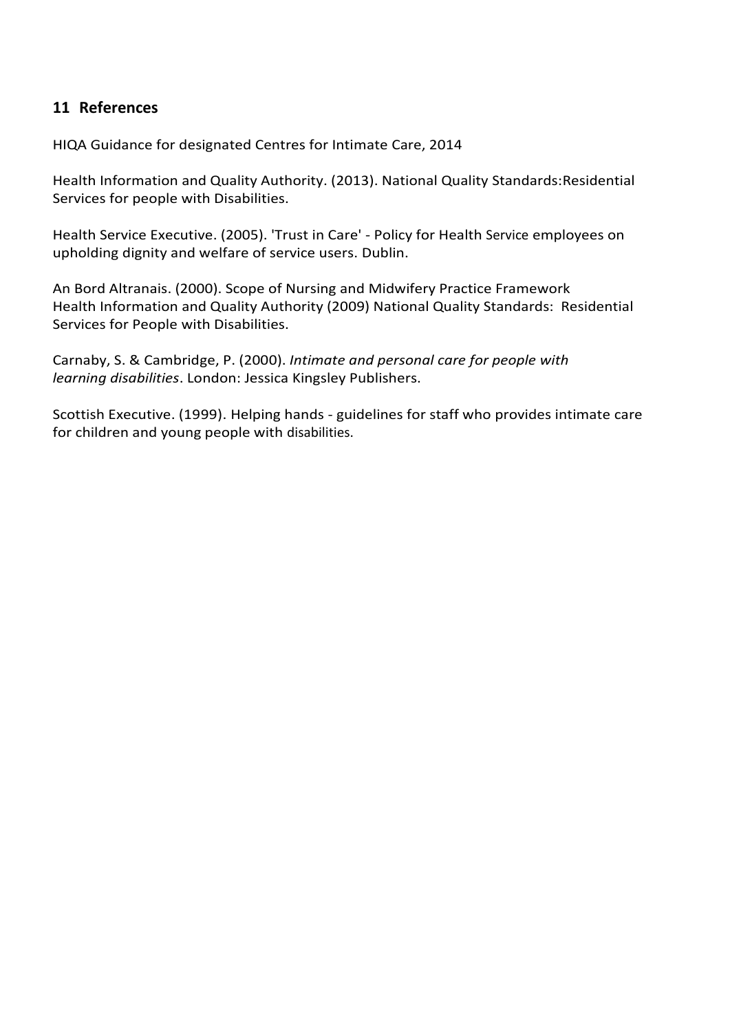## 11 References

HIQA Guidance for designated Centres for Intimate Care, 2014

Health Information and Quality Authority. (2013). National Quality Standards:Residential Services for people with Disabilities.

Health Service Executive. (2005). 'Trust in Care' - Policy for Health Service employees on upholding dignity and welfare of service users. Dublin.

An Bord Altranais. (2000). Scope of Nursing and Midwifery Practice Framework
Health Information and Quality Authority (2009) National Quality Standards: Residential Services for People with Disabilities.

Carnaby, S. & Cambridge, P. (2000). *Intimate and personal care for people with learning disabilities*. London: Jessica Kingsley Publishers.

Scottish Executive. (1999). Helping hands - guidelines for staff who provides intimate care for children and young people with disabilities.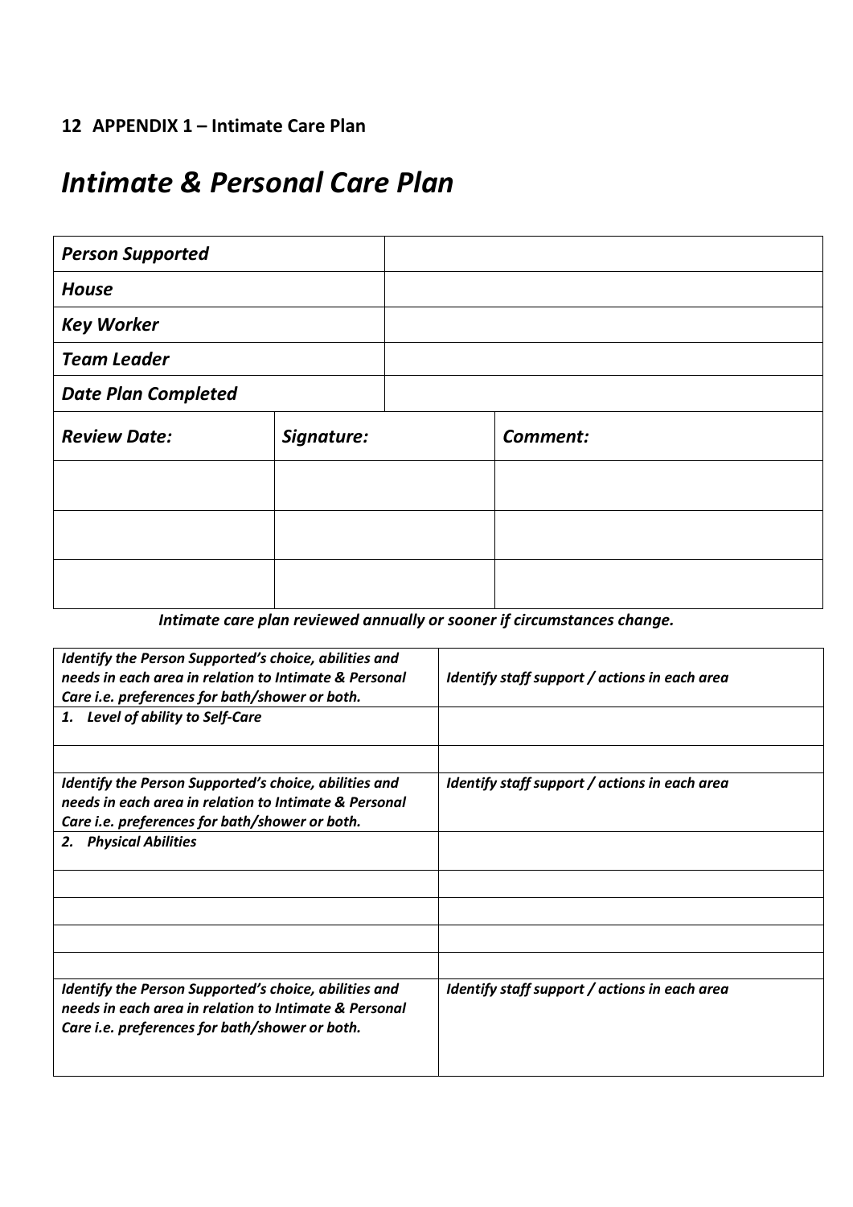## 12 APPENDIX 1 – Intimate Care Plan

# *Intimate & Personal Care Plan*

| ***Person Supported*** | | |
|---|---|---|
| ***House*** | | |
| ***Key Worker*** | | |
| ***Team Leader*** | | |
| ***Date Plan Completed*** | | |
| ***Review Date:*** | ***Signature:*** | ***Comment:*** |
| | | |
| | | |
| | | |

***Intimate care plan reviewed annually or sooner if circumstances change.***

| ***Identify the Person Supported's choice, abilities and needs in each area in relation to Intimate & Personal Care i.e. preferences for bath/shower or both.*** | ***Identify staff support / actions in each area*** |
|---|---|
| ***1. Level of ability to Self-Care*** | |
| | |
| ***Identify the Person Supported's choice, abilities and needs in each area in relation to Intimate & Personal Care i.e. preferences for bath/shower or both.*** | ***Identify staff support / actions in each area*** |
| ***2. Physical Abilities*** | |
| | |
| | |
| | |
| | |
| ***Identify the Person Supported's choice, abilities and needs in each area in relation to Intimate & Personal Care i.e. preferences for bath/shower or both.*** | ***Identify staff support / actions in each area*** |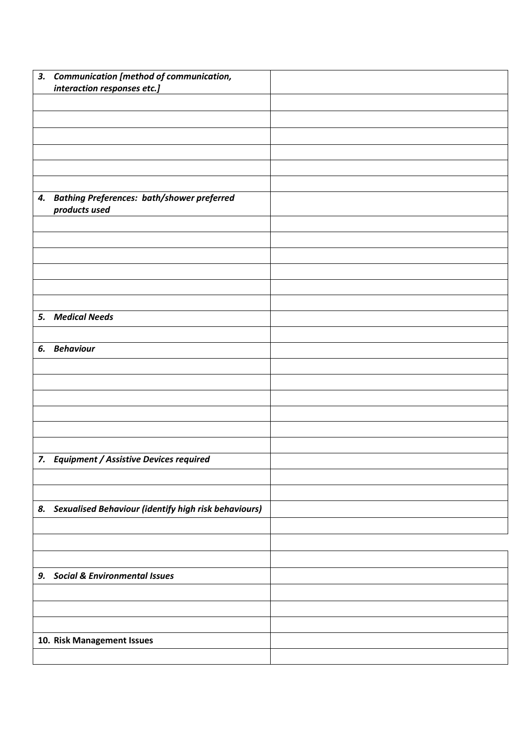| 3. ***Communication [method of communication, interaction responses etc.]*** | |
|---|---|
| | |
| | |
| | |
| | |
| | |
| | |
| 4. ***Bathing Preferences: bath/shower preferred products used*** | |
| | |
| | |
| | |
| | |
| | |
| | |
| 5. ***Medical Needs*** | |
| | |
| 6. ***Behaviour*** | |
| | |
| | |
| | |
| | |
| | |
| | |
| 7. ***Equipment / Assistive Devices required*** | |
| | |
| | |
| 8. ***Sexualised Behaviour (identify high risk behaviours)*** | |
| | |
| | |
| | |
| 9. ***Social & Environmental Issues*** | |
| | |
| | |
| | |
| **10. Risk Management Issues** | |
| | |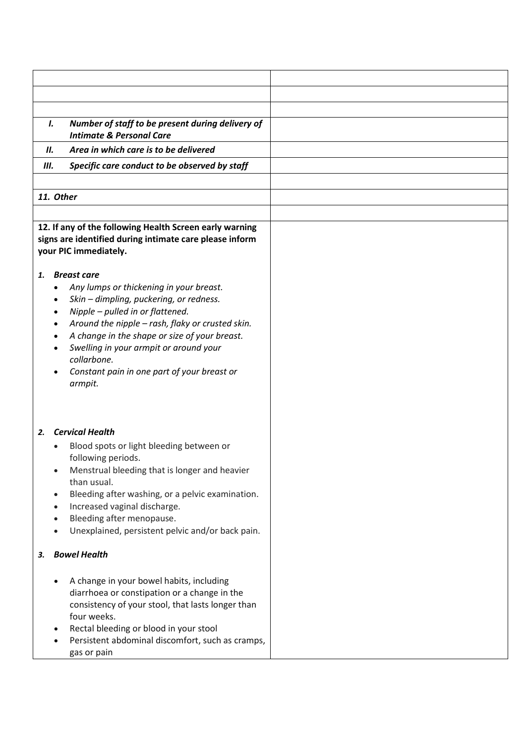| | |
|---|---|
| | |
| | |
| | |
| ***I. Number of staff to be present during delivery of Intimate & Personal Care*** | |
| ***II. Area in which care is to be delivered*** | |
| ***III. Specific care conduct to be observed by staff*** | |
| | |
| ***11. Other*** | |
| | |
| **12. If any of the following Health Screen early warning signs are identified during intimate care please inform your PIC immediately.**<br><br>***1. Breast care***<br>• *Any lumps or thickening in your breast.*<br>• *Skin – dimpling, puckering, or redness.*<br>• *Nipple – pulled in or flattened.*<br>• *Around the nipple – rash, flaky or crusted skin.*<br>• *A change in the shape or size of your breast.*<br>• *Swelling in your armpit or around your collarbone.*<br>• *Constant pain in one part of your breast or armpit.*<br><br>***2. Cervical Health***<br>• Blood spots or light bleeding between or following periods.<br>• Menstrual bleeding that is longer and heavier than usual.<br>• Bleeding after washing, or a pelvic examination.<br>• Increased vaginal discharge.<br>• Bleeding after menopause.<br>• Unexplained, persistent pelvic and/or back pain.<br><br>***3. Bowel Health***<br>• A change in your bowel habits, including diarrhoea or constipation or a change in the consistency of your stool, that lasts longer than four weeks.<br>• Rectal bleeding or blood in your stool<br>• Persistent abdominal discomfort, such as cramps, gas or pain | |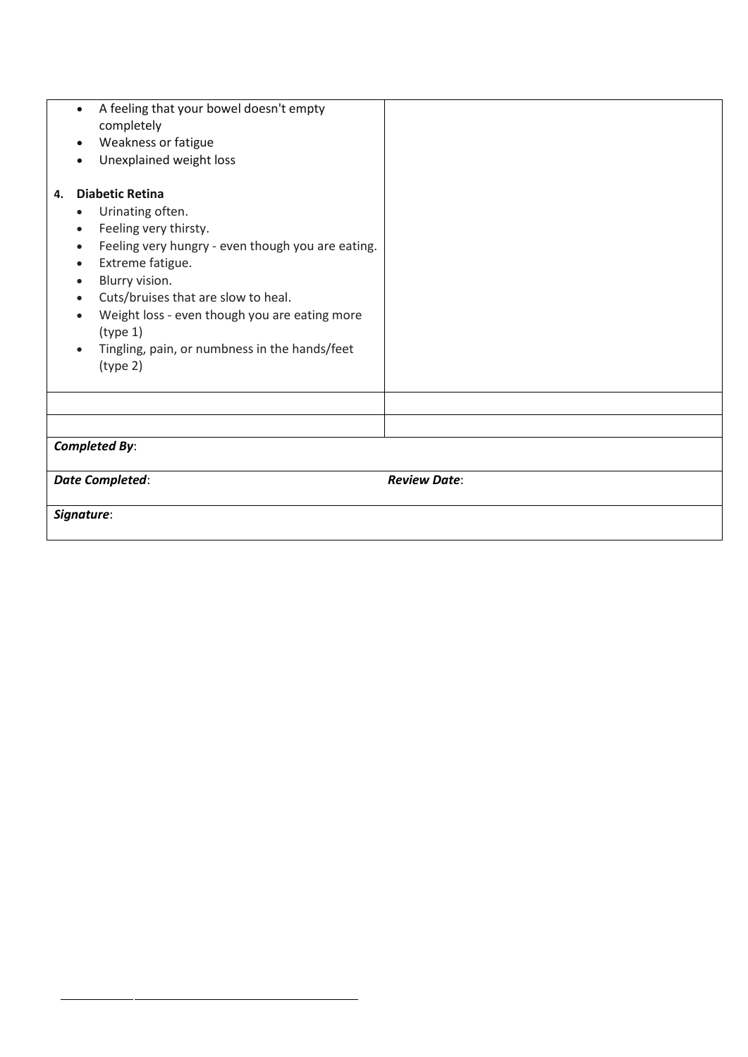| | |
|---|---|
| • A feeling that your bowel doesn't empty completely<br>• Weakness or fatigue<br>• Unexplained weight loss<br><br>**4. Diabetic Retina**<br>• Urinating often.<br>• Feeling very thirsty.<br>• Feeling very hungry - even though you are eating.<br>• Extreme fatigue.<br>• Blurry vision.<br>• Cuts/bruises that are slow to heal.<br>• Weight loss - even though you are eating more (type 1)<br>• Tingling, pain, or numbness in the hands/feet (type 2) | |
| | |
| | |
| ***Completed By***: | |
| ***Date Completed***: | ***Review Date***: |
| ***Signature***: | |